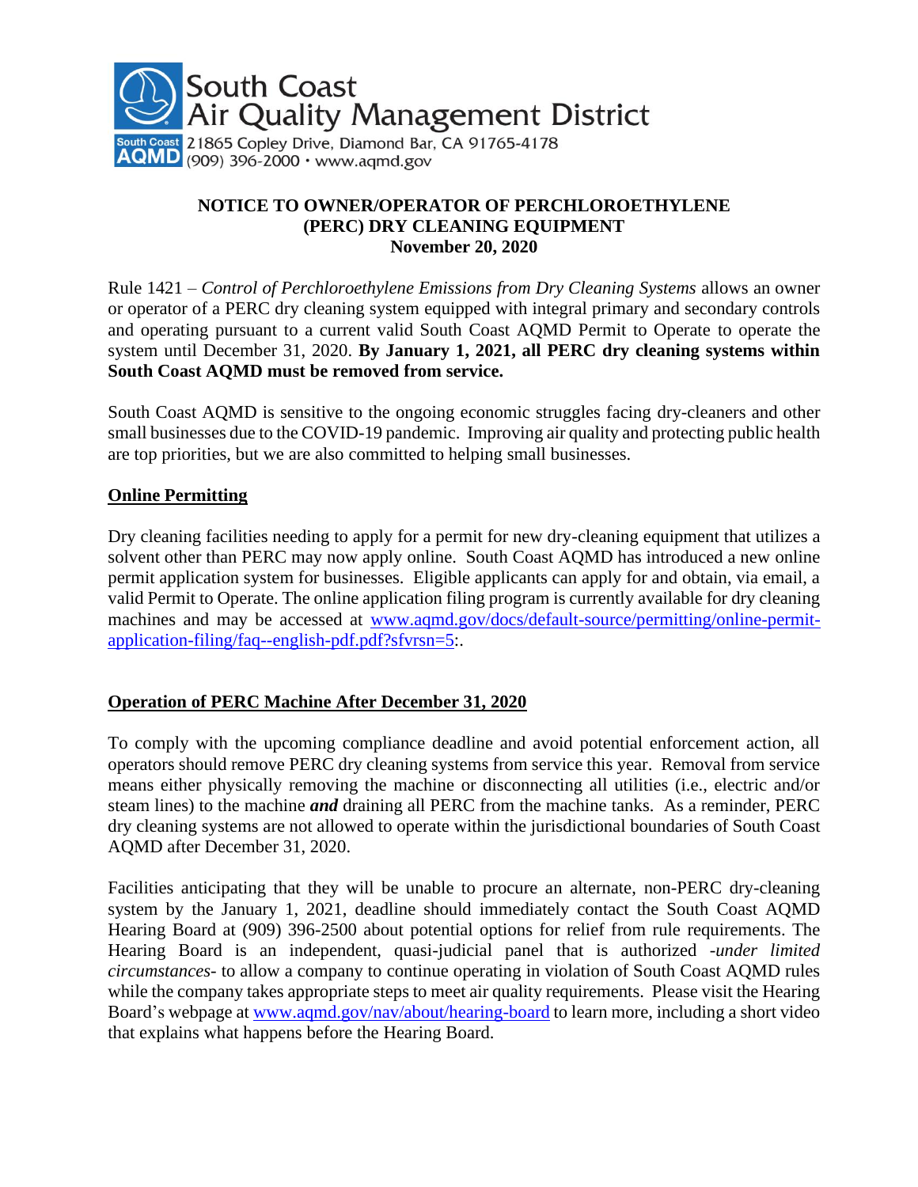South Coast
Air Quality Management District
21865 Copley Drive, Diamond Bar, CA 91765-4178
(909) 396-2000 · www.aqmd.gov

**NOTICE TO OWNER/OPERATOR OF PERCHLOROETHYLENE (PERC) DRY CLEANING EQUIPMENT**
**November 20, 2020**

Rule 1421 – *Control of Perchloroethylene Emissions from Dry Cleaning Systems* allows an owner or operator of a PERC dry cleaning system equipped with integral primary and secondary controls and operating pursuant to a current valid South Coast AQMD Permit to Operate to operate the system until December 31, 2020. **By January 1, 2021, all PERC dry cleaning systems within South Coast AQMD must be removed from service.**

South Coast AQMD is sensitive to the ongoing economic struggles facing dry-cleaners and other small businesses due to the COVID-19 pandemic. Improving air quality and protecting public health are top priorities, but we are also committed to helping small businesses.

## Online Permitting

Dry cleaning facilities needing to apply for a permit for new dry-cleaning equipment that utilizes a solvent other than PERC may now apply online. South Coast AQMD has introduced a new online permit application system for businesses. Eligible applicants can apply for and obtain, via email, a valid Permit to Operate. The online application filing program is currently available for dry cleaning machines and may be accessed at [www.aqmd.gov/docs/default-source/permitting/online-permit-application-filing/faq--english-pdf.pdf?sfvrsn=5](www.aqmd.gov/docs/default-source/permitting/online-permit-application-filing/faq--english-pdf.pdf?sfvrsn=5):.

## Operation of PERC Machine After December 31, 2020

To comply with the upcoming compliance deadline and avoid potential enforcement action, all operators should remove PERC dry cleaning systems from service this year. Removal from service means either physically removing the machine or disconnecting all utilities (i.e., electric and/or steam lines) to the machine ***and*** draining all PERC from the machine tanks. As a reminder, PERC dry cleaning systems are not allowed to operate within the jurisdictional boundaries of South Coast AQMD after December 31, 2020.

Facilities anticipating that they will be unable to procure an alternate, non-PERC dry-cleaning system by the January 1, 2021, deadline should immediately contact the South Coast AQMD Hearing Board at (909) 396-2500 about potential options for relief from rule requirements. The Hearing Board is an independent, quasi-judicial panel that is authorized *-under limited circumstances-* to allow a company to continue operating in violation of South Coast AQMD rules while the company takes appropriate steps to meet air quality requirements. Please visit the Hearing Board's webpage at [www.aqmd.gov/nav/about/hearing-board](www.aqmd.gov/nav/about/hearing-board) to learn more, including a short video that explains what happens before the Hearing Board.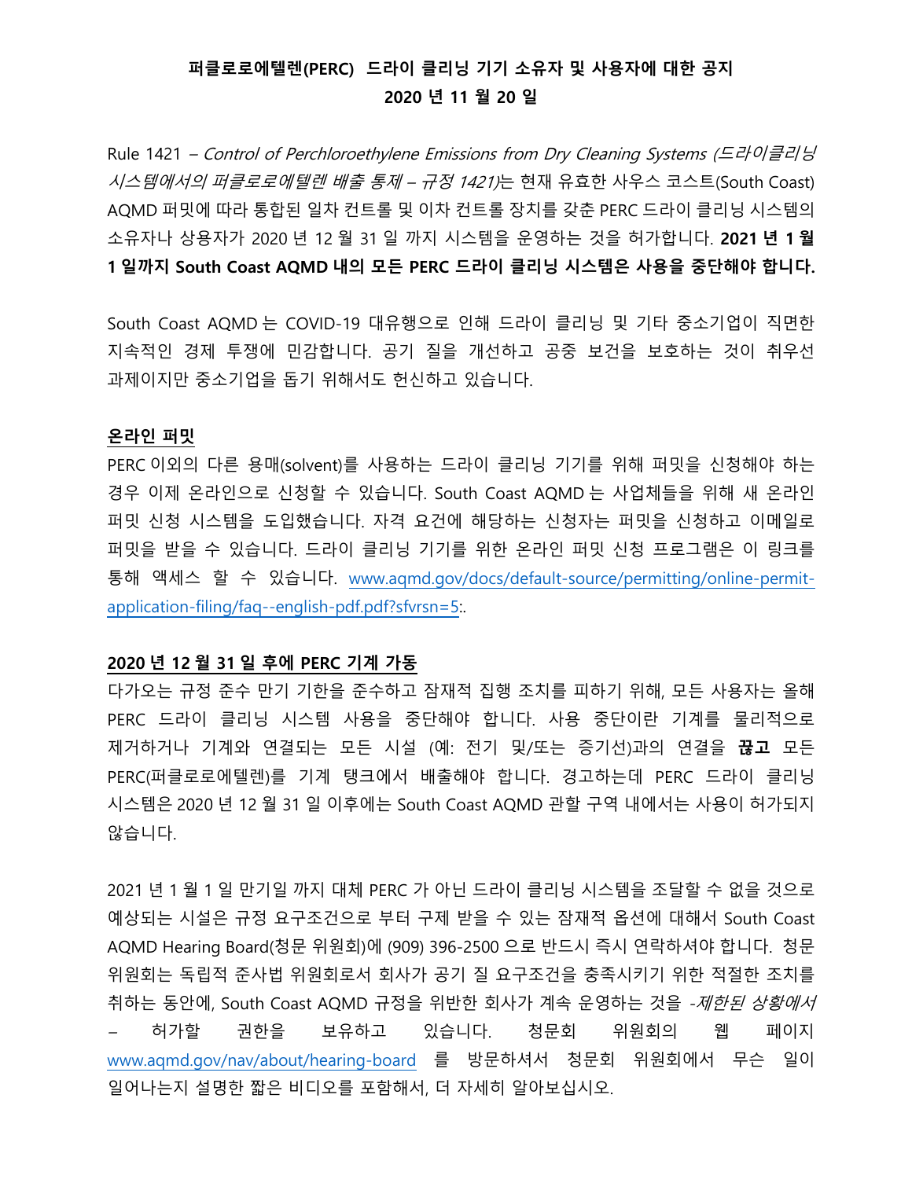# 퍼클로로에텔렌(PERC) 드라이 클리닝 기기 소유자 및 사용자에 대한 공지
**2020 년 11 월 20 일**

Rule 1421 – *Control of Perchloroethylene Emissions from Dry Cleaning Systems (드라이클리닝 시스템에서의 퍼클로로에텔렌 배출 통제 – 규정 1421)*는 현재 유효한 사우스 코스트(South Coast) AQMD 퍼밋에 따라 통합된 일차 컨트롤 및 이차 컨트롤 장치를 갖춘 PERC 드라이 클리닝 시스템의 소유자나 상용자가 2020 년 12 월 31 일 까지 시스템을 운영하는 것을 허가합니다. **2021 년 1 월 1 일까지 South Coast AQMD 내의 모든 PERC 드라이 클리닝 시스템은 사용을 중단해야 합니다.**

South Coast AQMD 는 COVID-19 대유행으로 인해 드라이 클리닝 및 기타 중소기업이 직면한 지속적인 경제 투쟁에 민감합니다. 공기 질을 개선하고 공중 보건을 보호하는 것이 취우선 과제이지만 중소기업을 돕기 위해서도 헌신하고 있습니다.

## 온라인 퍼밋

PERC 이외의 다른 용매(solvent)를 사용하는 드라이 클리닝 기기를 위해 퍼밋을 신청해야 하는 경우 이제 온라인으로 신청할 수 있습니다. South Coast AQMD 는 사업체들을 위해 새 온라인 퍼밋 신청 시스템을 도입했습니다. 자격 요건에 해당하는 신청자는 퍼밋을 신청하고 이메일로 퍼밋을 받을 수 있습니다. 드라이 클리닝 기기를 위한 온라인 퍼밋 신청 프로그램은 이 링크를 통해 액세스 할 수 있습니다. www.aqmd.gov/docs/default-source/permitting/online-permit-application-filing/faq--english-pdf.pdf?sfvrsn=5:.

## 2020 년 12 월 31 일 후에 PERC 기계 가동

다가오는 규정 준수 만기 기한을 준수하고 잠재적 집행 조치를 피하기 위해, 모든 사용자는 올해 PERC 드라이 클리닝 시스템 사용을 중단해야 합니다. 사용 중단이란 기계를 물리적으로 제거하거나 기계와 연결되는 모든 시설 (예: 전기 및/또는 증기선)과의 연결을 **끊고** 모든 PERC(퍼클로로에텔렌)를 기계 탱크에서 배출해야 합니다. 경고하는데 PERC 드라이 클리닝 시스템은 2020 년 12 월 31 일 이후에는 South Coast AQMD 관할 구역 내에서는 사용이 허가되지 않습니다.

2021 년 1 월 1 일 만기일 까지 대체 PERC 가 아닌 드라이 클리닝 시스템을 조달할 수 없을 것으로 예상되는 시설은 규정 요구조건으로 부터 구제 받을 수 있는 잠재적 옵션에 대해서 South Coast AQMD Hearing Board(청문 위원회)에 (909) 396-2500 으로 반드시 즉시 연락하셔야 합니다. 청문 위원회는 독립적 준사법 위원회로서 회사가 공기 질 요구조건을 충족시키기 위한 적절한 조치를 취하는 동안에, South Coast AQMD 규정을 위반한 회사가 계속 운영하는 것을 *-제한된 상황에서* – 허가할 권한을 보유하고 있습니다. 청문회 위원회의 웹 페이지 www.aqmd.gov/nav/about/hearing-board 를 방문하셔서 청문회 위원회에서 무슨 일이 일어나는지 설명한 짧은 비디오를 포함해서, 더 자세히 알아보십시오.